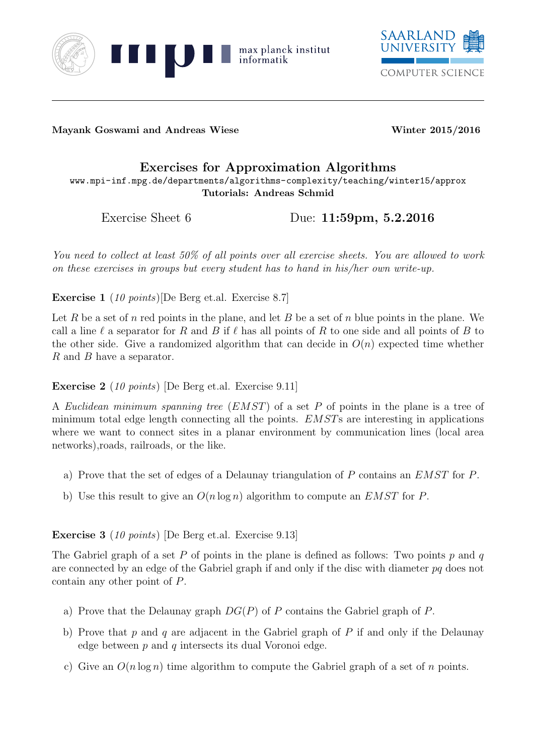**Mayank Goswami and Andreas Wiese** **Winter 2015/2016**

# Exercises for Approximation Algorithms

www.mpi-inf.mpg.de/departments/algorithms-complexity/teaching/winter15/approx

**Tutorials: Andreas Schmid**

Exercise Sheet 6 Due: **11:59pm, 5.2.2016**

*You need to collect at least 50% of all points over all exercise sheets. You are allowed to work on these exercises in groups but every student has to hand in his/her own write-up.*

**Exercise 1** (*10 points*)[De Berg et.al. Exercise 8.7]

Let $R$ be a set of $n$ red points in the plane, and let $B$ be a set of $n$ blue points in the plane. We call a line $\ell$ a separator for $R$ and $B$ if $\ell$ has all points of $R$ to one side and all points of $B$ to the other side. Give a randomized algorithm that can decide in $O(n)$ expected time whether $R$ and $B$ have a separator.

**Exercise 2** (*10 points*) [De Berg et.al. Exercise 9.11]

A *Euclidean minimum spanning tree* (*EMST*) of a set $P$ of points in the plane is a tree of minimum total edge length connecting all the points. *EMST*s are interesting in applications where we want to connect sites in a planar environment by communication lines (local area networks),roads, railroads, or the like.

a) Prove that the set of edges of a Delaunay triangulation of $P$ contains an *EMST* for $P$.

b) Use this result to give an $O(n \log n)$ algorithm to compute an *EMST* for $P$.

**Exercise 3** (*10 points*) [De Berg et.al. Exercise 9.13]

The Gabriel graph of a set $P$ of points in the plane is defined as follows: Two points $p$ and $q$ are connected by an edge of the Gabriel graph if and only if the disc with diameter $pq$ does not contain any other point of $P$.

a) Prove that the Delaunay graph $DG(P)$ of $P$ contains the Gabriel graph of $P$.

b) Prove that $p$ and $q$ are adjacent in the Gabriel graph of $P$ if and only if the Delaunay edge between $p$ and $q$ intersects its dual Voronoi edge.

c) Give an $O(n \log n)$ time algorithm to compute the Gabriel graph of a set of $n$ points.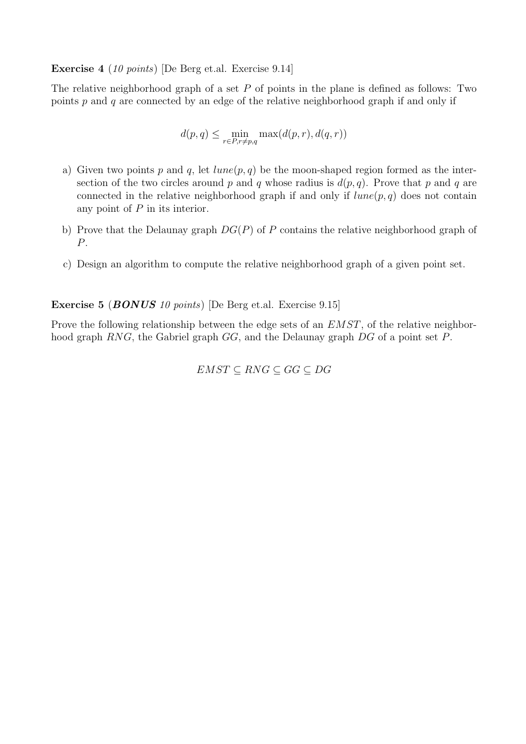**Exercise 4** (*10 points*) [De Berg et.al. Exercise 9.14]

The relative neighborhood graph of a set $P$ of points in the plane is defined as follows: Two points $p$ and $q$ are connected by an edge of the relative neighborhood graph if and only if

$$d(p, q) \leq \min_{r \in P, r \neq p,q} \max(d(p, r), d(q, r))$$

a) Given two points $p$ and $q$, let $lune(p, q)$ be the moon-shaped region formed as the intersection of the two circles around $p$ and $q$ whose radius is $d(p, q)$. Prove that $p$ and $q$ are connected in the relative neighborhood graph if and only if $lune(p, q)$ does not contain any point of $P$ in its interior.

b) Prove that the Delaunay graph $DG(P)$ of $P$ contains the relative neighborhood graph of $P$.

c) Design an algorithm to compute the relative neighborhood graph of a given point set.

**Exercise 5** (***BONUS*** *10 points*) [De Berg et.al. Exercise 9.15]

Prove the following relationship between the edge sets of an $EMST$, of the relative neighborhood graph $RNG$, the Gabriel graph $GG$, and the Delaunay graph $DG$ of a point set $P$.

$$EMST \subseteq RNG \subseteq GG \subseteq DG$$